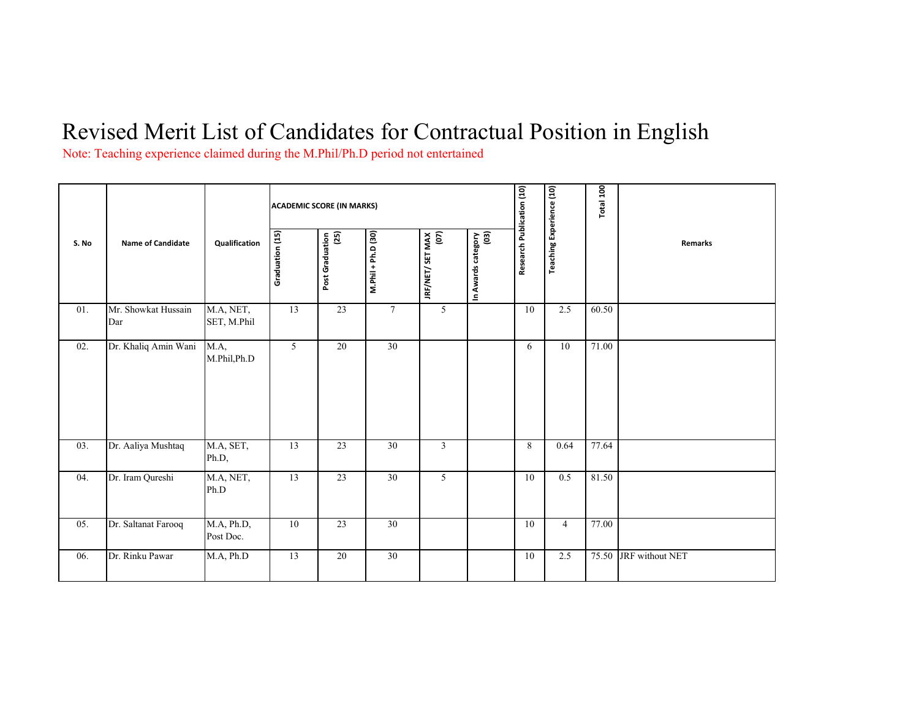# Revised Merit List of Candidates for Contractual Position in English

Note: Teaching experience claimed during the M.Phil/Ph.D period not entertained

| S. No | Name of Candidate | Qualification | ACADEMIC SCORE (IN MARKS) | | | | | Research Publication (10) | Teaching Experience (10) | Total 100 | Remarks |
|---|---|---|---|---|---|---|---|---|---|---|---|
| | | | Graduation (15) | Post Graduation (25) | M.Phil + Ph.D (30) | JRF/NET/ SET MAX (07) | In Awards category (03) | | | | |
| 01. | Mr. Showkat Hussain Dar | M.A, NET, SET, M.Phil | 13 | 23 | 7 | 5 | | 10 | 2.5 | 60.50 | |
| 02. | Dr. Khaliq Amin Wani | M.A, M.Phil,Ph.D | 5 | 20 | 30 | | | 6 | 10 | 71.00 | |
| 03. | Dr. Aaliya Mushtaq | M.A, SET, Ph.D, | 13 | 23 | 30 | 3 | | 8 | 0.64 | 77.64 | |
| 04. | Dr. Iram Qureshi | M.A, NET, Ph.D | 13 | 23 | 30 | 5 | | 10 | 0.5 | 81.50 | |
| 05. | Dr. Saltanat Farooq | M.A, Ph.D, Post Doc. | 10 | 23 | 30 | | | 10 | 4 | 77.00 | |
| 06. | Dr. Rinku Pawar | M.A, Ph.D | 13 | 20 | 30 | | | 10 | 2.5 | 75.50 | JRF without NET |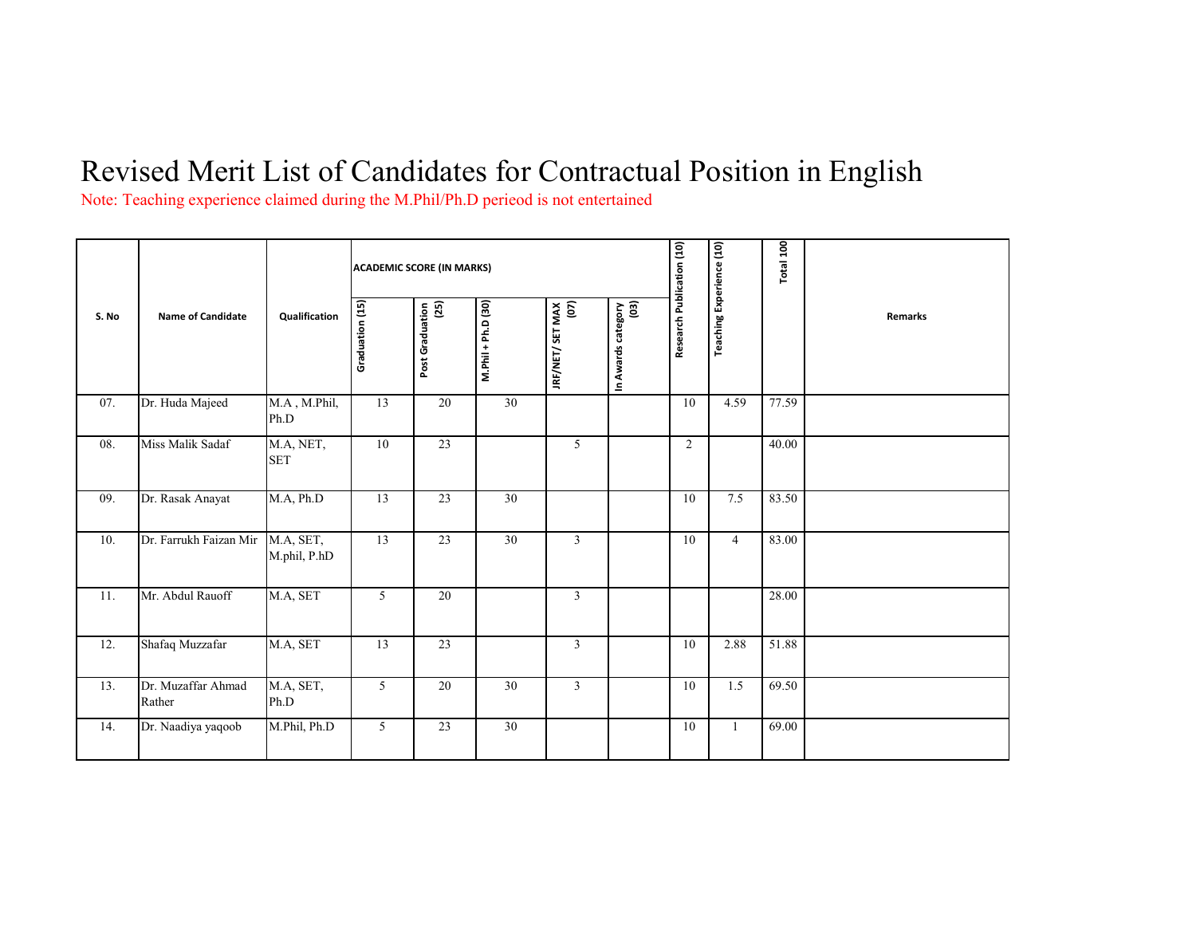# Revised Merit List of Candidates for Contractual Position in English

Note: Teaching experience claimed during the M.Phil/Ph.D perieod is not entertained

| S. No | Name of Candidate | Qualification | ACADEMIC SCORE (IN MARKS) | | | | | Research Publication (10) | Teaching Experience (10) | Total 100 | Remarks |
|---|---|---|---|---|---|---|---|---|---|---|---|
| | | | Graduation (15) | Post Graduation (25) | M.Phil + Ph.D (30) | JRF/NET/ SET MAX (07) | In Awards category (03) | | | | |
| 07. | Dr. Huda Majeed | M.A , M.Phil, Ph.D | 13 | 20 | 30 | | | 10 | 4.59 | 77.59 | |
| 08. | Miss Malik Sadaf | M.A, NET, SET | 10 | 23 | | 5 | | 2 | | 40.00 | |
| 09. | Dr. Rasak Anayat | M.A, Ph.D | 13 | 23 | 30 | | | 10 | 7.5 | 83.50 | |
| 10. | Dr. Farrukh Faizan Mir | M.A, SET, M.phil, P.hD | 13 | 23 | 30 | 3 | | 10 | 4 | 83.00 | |
| 11. | Mr. Abdul Rauoff | M.A, SET | 5 | 20 | | 3 | | | | 28.00 | |
| 12. | Shafaq Muzzafar | M.A, SET | 13 | 23 | | 3 | | 10 | 2.88 | 51.88 | |
| 13. | Dr. Muzaffar Ahmad Rather | M.A, SET, Ph.D | 5 | 20 | 30 | 3 | | 10 | 1.5 | 69.50 | |
| 14. | Dr. Naadiya yaqoob | M.Phil, Ph.D | 5 | 23 | 30 | | | 10 | 1 | 69.00 | |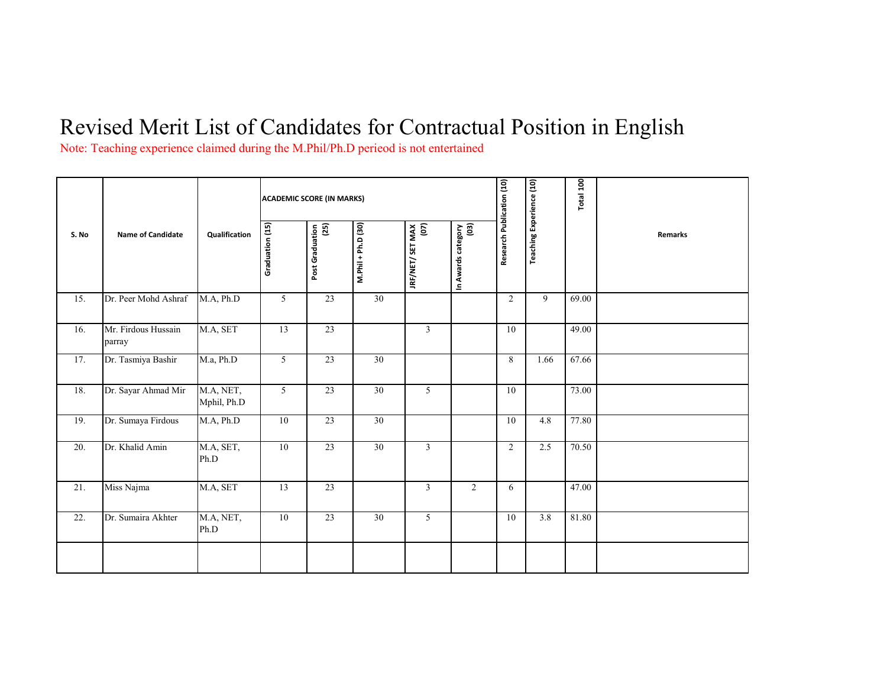# Revised Merit List of Candidates for Contractual Position in English

Note: Teaching experience claimed during the M.Phil/Ph.D perieod is not entertained

| S. No | Name of Candidate | Qualification | ACADEMIC SCORE (IN MARKS) | | | | | Research Publication (10) | Teaching Experience (10) | Total 100 | Remarks |
|---|---|---|---|---|---|---|---|---|---|---|---|
| | | | Graduation (15) | Post Graduation (25) | M.Phil + Ph.D (30) | JRF/NET/ SET MAX (07) | In Awards category (03) | | | | |
| 15. | Dr. Peer Mohd Ashraf | M.A, Ph.D | 5 | 23 | 30 | | | 2 | 9 | 69.00 | |
| 16. | Mr. Firdous Hussain parray | M.A, SET | 13 | 23 | | 3 | | 10 | | 49.00 | |
| 17. | Dr. Tasmiya Bashir | M.a, Ph.D | 5 | 23 | 30 | | | 8 | 1.66 | 67.66 | |
| 18. | Dr. Sayar Ahmad Mir | M.A, NET, Mphil, Ph.D | 5 | 23 | 30 | 5 | | 10 | | 73.00 | |
| 19. | Dr. Sumaya Firdous | M.A, Ph.D | 10 | 23 | 30 | | | 10 | 4.8 | 77.80 | |
| 20. | Dr. Khalid Amin | M.A, SET, Ph.D | 10 | 23 | 30 | 3 | | 2 | 2.5 | 70.50 | |
| 21. | Miss Najma | M.A, SET | 13 | 23 | | 3 | 2 | 6 | | 47.00 | |
| 22. | Dr. Sumaira Akhter | M.A, NET, Ph.D | 10 | 23 | 30 | 5 | | 10 | 3.8 | 81.80 | |
| | | | | | | | | | | | |